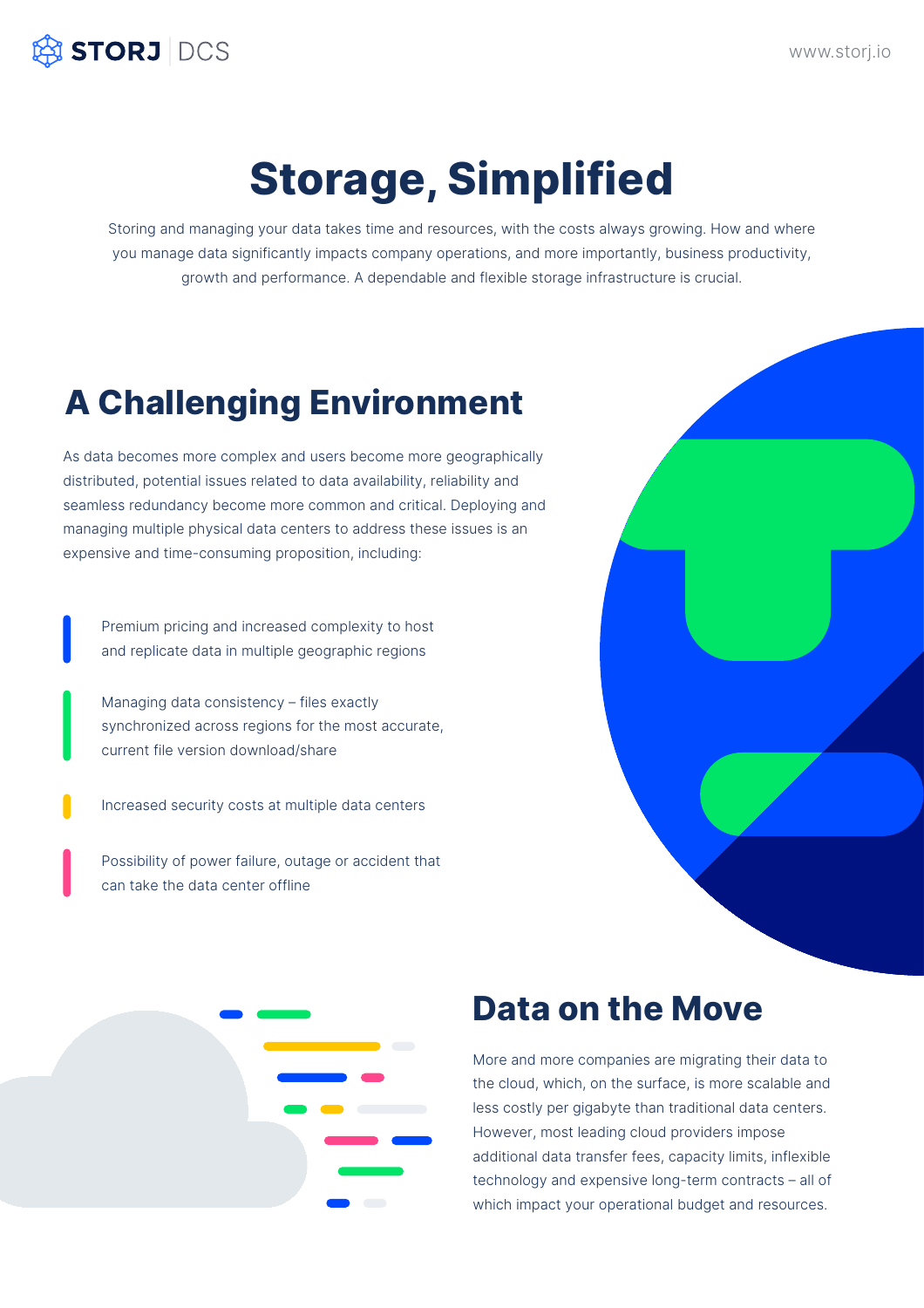# Storage, Simplified

Storing and managing your data takes time and resources, with the costs always growing. How and where you manage data significantly impacts company operations, and more importantly, business productivity, growth and performance. A dependable and flexible storage infrastructure is crucial.

## A Challenging Environment

As data becomes more complex and users become more geographically distributed, potential issues related to data availability, reliability and seamless redundancy become more common and critical. Deploying and managing multiple physical data centers to address these issues is an expensive and time-consuming proposition, including:

- Premium pricing and increased complexity to host and replicate data in multiple geographic regions
- Managing data consistency – files exactly synchronized across regions for the most accurate, current file version download/share
- Increased security costs at multiple data centers
- Possibility of power failure, outage or accident that can take the data center offline

## Data on the Move

More and more companies are migrating their data to the cloud, which, on the surface, is more scalable and less costly per gigabyte than traditional data centers. However, most leading cloud providers impose additional data transfer fees, capacity limits, inflexible technology and expensive long-term contracts – all of which impact your operational budget and resources.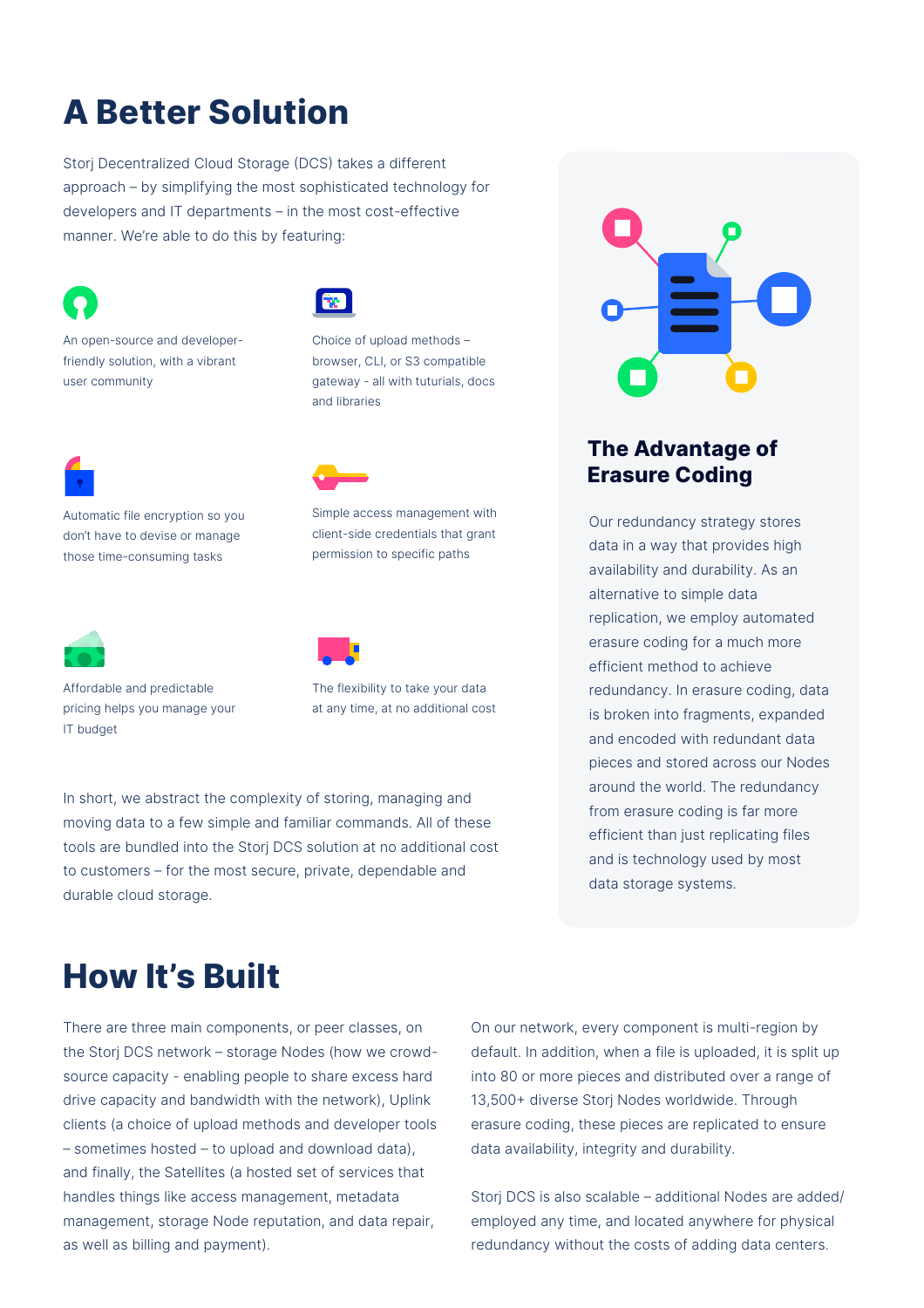# A Better Solution

Storj Decentralized Cloud Storage (DCS) takes a different approach – by simplifying the most sophisticated technology for developers and IT departments – in the most cost-effective manner. We're able to do this by featuring:

- An open-source and developer-friendly solution, with a vibrant user community
- Choice of upload methods – browser, CLI, or S3 compatible gateway - all with tuturials, docs and libraries
- Automatic file encryption so you don't have to devise or manage those time-consuming tasks
- Simple access management with client-side credentials that grant permission to specific paths
- Affordable and predictable pricing helps you manage your IT budget
- The flexibility to take your data at any time, at no additional cost

In short, we abstract the complexity of storing, managing and moving data to a few simple and familiar commands. All of these tools are bundled into the Storj DCS solution at no additional cost to customers – for the most secure, private, dependable and durable cloud storage.

### The Advantage of Erasure Coding

Our redundancy strategy stores data in a way that provides high availability and durability. As an alternative to simple data replication, we employ automated erasure coding for a much more efficient method to achieve redundancy. In erasure coding, data is broken into fragments, expanded and encoded with redundant data pieces and stored across our Nodes around the world. The redundancy from erasure coding is far more efficient than just replicating files and is technology used by most data storage systems.

# How It's Built

There are three main components, or peer classes, on the Storj DCS network – storage Nodes (how we crowd-source capacity - enabling people to share excess hard drive capacity and bandwidth with the network), Uplink clients (a choice of upload methods and developer tools – sometimes hosted – to upload and download data), and finally, the Satellites (a hosted set of services that handles things like access management, metadata management, storage Node reputation, and data repair, as well as billing and payment).

On our network, every component is multi-region by default. In addition, when a file is uploaded, it is split up into 80 or more pieces and distributed over a range of 13,500+ diverse Storj Nodes worldwide. Through erasure coding, these pieces are replicated to ensure data availability, integrity and durability.

Storj DCS is also scalable – additional Nodes are added/employed any time, and located anywhere for physical redundancy without the costs of adding data centers.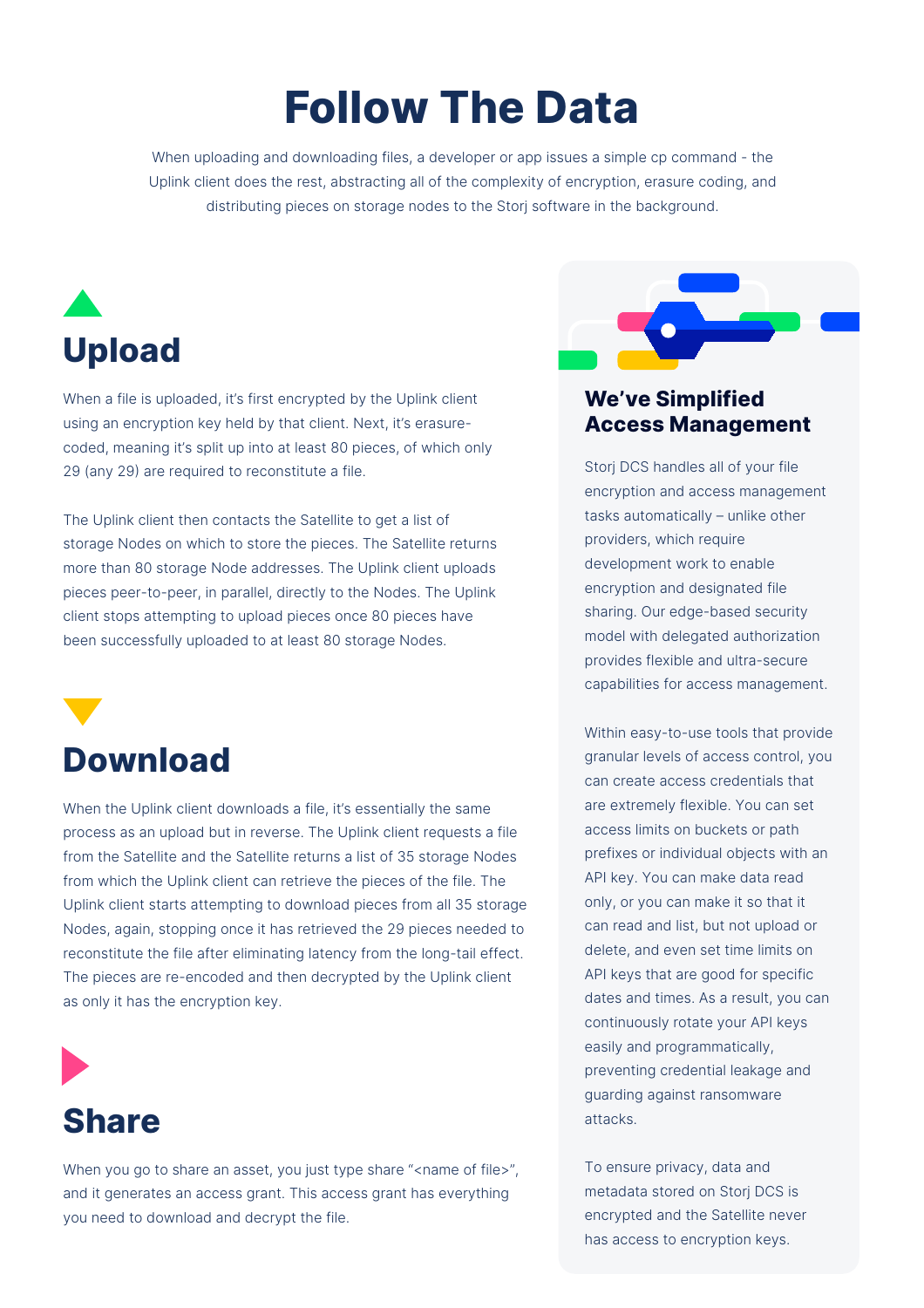# Follow The Data

When uploading and downloading files, a developer or app issues a simple cp command - the Uplink client does the rest, abstracting all of the complexity of encryption, erasure coding, and distributing pieces on storage nodes to the Storj software in the background.

## Upload

When a file is uploaded, it's first encrypted by the Uplink client using an encryption key held by that client. Next, it's erasure-coded, meaning it's split up into at least 80 pieces, of which only 29 (any 29) are required to reconstitute a file.

The Uplink client then contacts the Satellite to get a list of storage Nodes on which to store the pieces. The Satellite returns more than 80 storage Node addresses. The Uplink client uploads pieces peer-to-peer, in parallel, directly to the Nodes. The Uplink client stops attempting to upload pieces once 80 pieces have been successfully uploaded to at least 80 storage Nodes.

## Download

When the Uplink client downloads a file, it's essentially the same process as an upload but in reverse. The Uplink client requests a file from the Satellite and the Satellite returns a list of 35 storage Nodes from which the Uplink client can retrieve the pieces of the file. The Uplink client starts attempting to download pieces from all 35 storage Nodes, again, stopping once it has retrieved the 29 pieces needed to reconstitute the file after eliminating latency from the long-tail effect. The pieces are re-encoded and then decrypted by the Uplink client as only it has the encryption key.

## Share

When you go to share an asset, you just type share "<name of file>", and it generates an access grant. This access grant has everything you need to download and decrypt the file.

### We've Simplified Access Management

Storj DCS handles all of your file encryption and access management tasks automatically – unlike other providers, which require development work to enable encryption and designated file sharing. Our edge-based security model with delegated authorization provides flexible and ultra-secure capabilities for access management.

Within easy-to-use tools that provide granular levels of access control, you can create access credentials that are extremely flexible. You can set access limits on buckets or path prefixes or individual objects with an API key. You can make data read only, or you can make it so that it can read and list, but not upload or delete, and even set time limits on API keys that are good for specific dates and times. As a result, you can continuously rotate your API keys easily and programmatically, preventing credential leakage and guarding against ransomware attacks.

To ensure privacy, data and metadata stored on Storj DCS is encrypted and the Satellite never has access to encryption keys.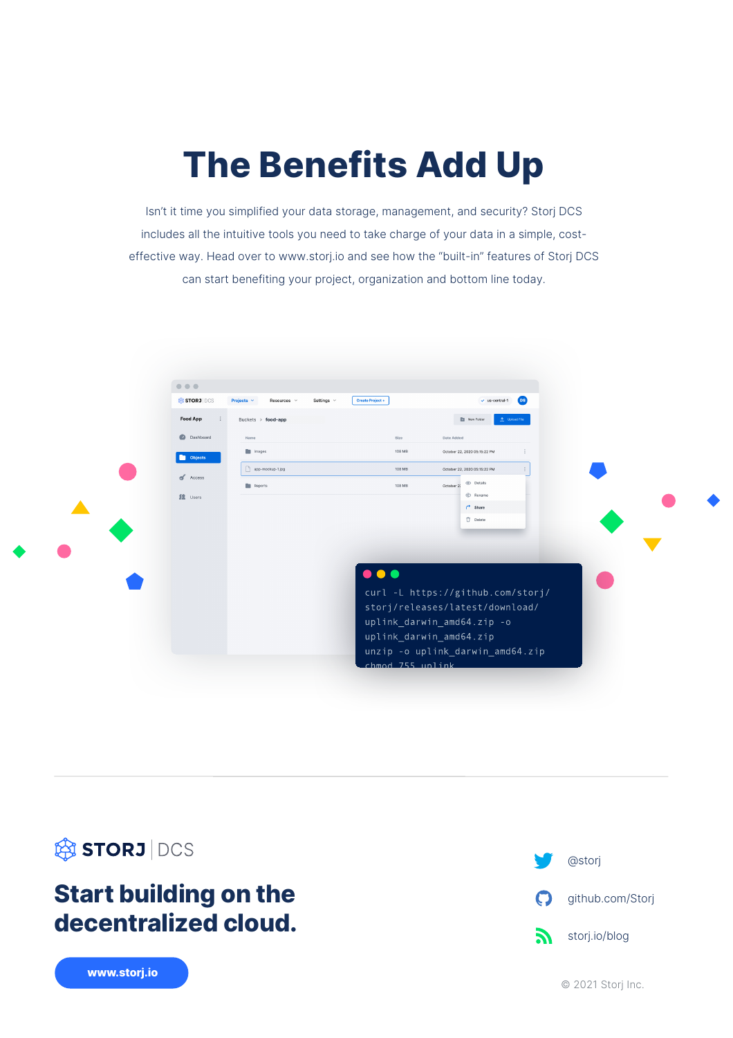# The Benefits Add Up

Isn't it time you simplified your data storage, management, and security? Storj DCS includes all the intuitive tools you need to take charge of your data in a simple, cost-effective way. Head over to www.storj.io and see how the "built-in" features of Storj DCS can start benefiting your project, organization and bottom line today.

```
curl -L https://github.com/storj/
storj/releases/latest/download/
uplink_darwin_amd64.zip -o
uplink_darwin_amd64.zip
unzip -o uplink_darwin_amd64.zip
chmod 755 uplink
```

STORJ | DCS

## Start building on the decentralized cloud.

www.storj.io

@storj

github.com/Storj

storj.io/blog

© 2021 Storj Inc.